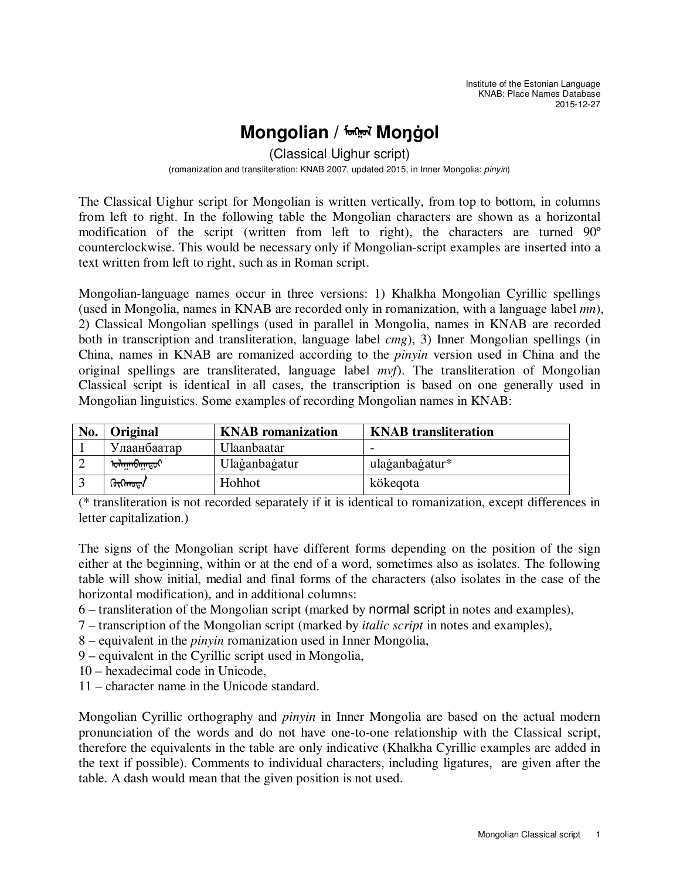Institute of the Estonian Language
KNAB: Place Names Database
2015-12-27

# Mongolian / ᠮᠣᠩᠭᠣᠯ Moŋġol

(Classical Uighur script)

(romanization and transliteration: KNAB 2007, updated 2015, in Inner Mongolia: *pinyin*)

The Classical Uighur script for Mongolian is written vertically, from top to bottom, in columns from left to right. In the following table the Mongolian characters are shown as a horizontal modification of the script (written from left to right), the characters are turned 90º counterclockwise. This would be necessary only if Mongolian-script examples are inserted into a text written from left to right, such as in Roman script.

Mongolian-language names occur in three versions: 1) Khalkha Mongolian Cyrillic spellings (used in Mongolia, names in KNAB are recorded only in romanization, with a language label *mn*), 2) Classical Mongolian spellings (used in parallel in Mongolia, names in KNAB are recorded both in transcription and transliteration, language label *cmg*), 3) Inner Mongolian spellings (in China, names in KNAB are romanized according to the *pinyin* version used in China and the original spellings are transliterated, language label *mvf*). The transliteration of Mongolian Classical script is identical in all cases, the transcription is based on one generally used in Mongolian linguistics. Some examples of recording Mongolian names in KNAB:

| No. | Original | KNAB romanization | KNAB transliteration |
|---|---|---|---|
| 1 | Улаанбаатар | Ulaanbaatar | - |
| 2 | ᠤᠯᠠᠭᠠᠨᠪᠠᠭᠠᠲᠤᠷ | Ulaġanbaġatur | ulaġanbaġatur* |
| 3 | ᠬᠥᠬᠡᠬᠣᠲᠠ | Hohhot | kökeqota |

(* transliteration is not recorded separately if it is identical to romanization, except differences in letter capitalization.)

The signs of the Mongolian script have different forms depending on the position of the sign either at the beginning, within or at the end of a word, sometimes also as isolates. The following table will show initial, medial and final forms of the characters (also isolates in the case of the horizontal modification), and in additional columns:

6 – transliteration of the Mongolian script (marked by normal script in notes and examples),
7 – transcription of the Mongolian script (marked by *italic script* in notes and examples),
8 – equivalent in the *pinyin* romanization used in Inner Mongolia,
9 – equivalent in the Cyrillic script used in Mongolia,
10 – hexadecimal code in Unicode,
11 – character name in the Unicode standard.

Mongolian Cyrillic orthography and *pinyin* in Inner Mongolia are based on the actual modern pronunciation of the words and do not have one-to-one relationship with the Classical script, therefore the equivalents in the table are only indicative (Khalkha Cyrillic examples are added in the text if possible). Comments to individual characters, including ligatures, are given after the table. A dash would mean that the given position is not used.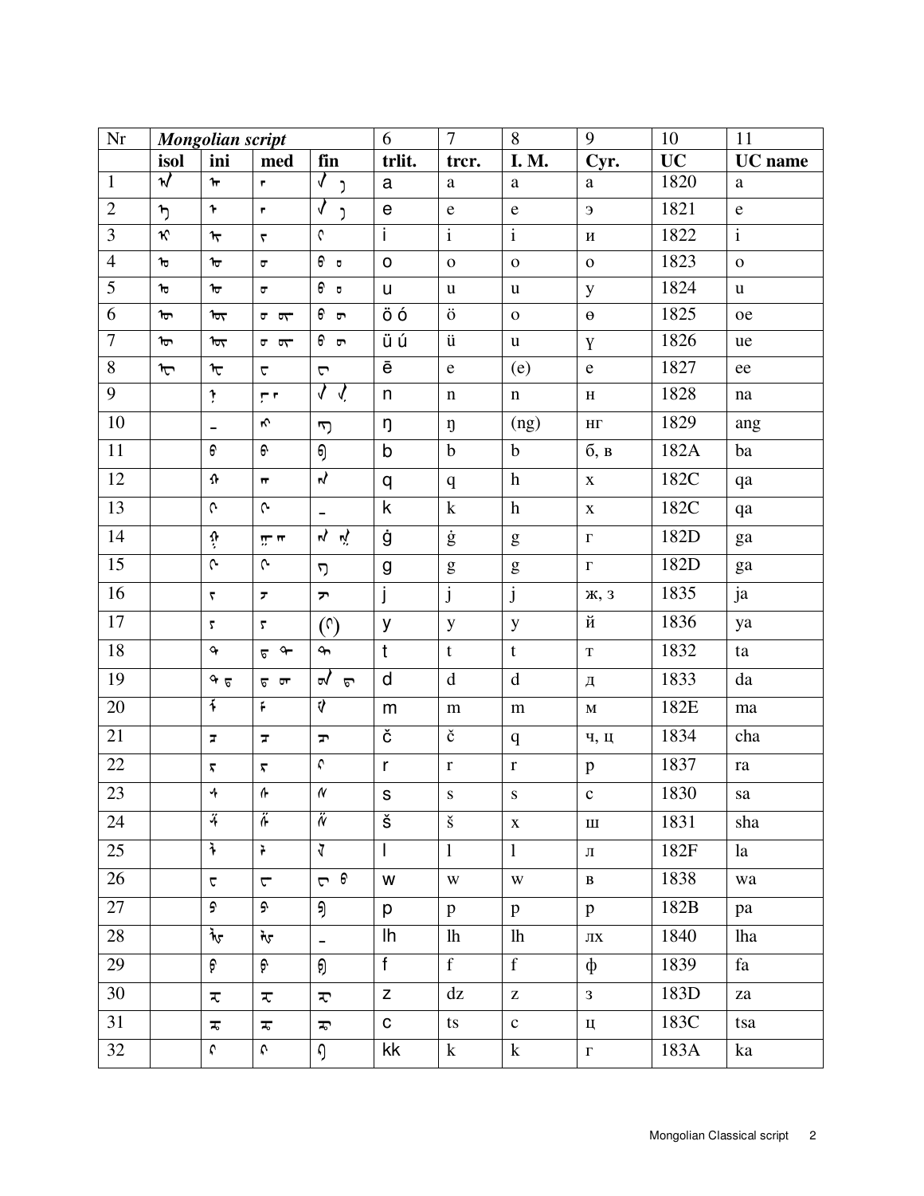| Nr | *Mongolian script* | | | | 6 | 7 | 8 | 9 | 10 | 11 |
|---|---|---|---|---|---|---|---|---|---|---|
| | **isol** | **ini** | **med** | **fin** | **trlit.** | **trcr.** | **I. M.** | **Cyr.** | **UC** | **UC name** |
| 1 | ᠠ | ᠠ‍ | ‍ᠠ‍ | ‍ᠠ ‍ᠠ᠋ | a | a | a | а | 1820 | a |
| 2 | ᠡ | ᠡ‍ | ‍ᠡ‍ | ‍ᠡ ‍ᠡ᠋ | e | e | e | э | 1821 | e |
| 3 | ᠢ | ᠢ‍ | ‍ᠢ‍ | ‍ᠢ | i | i | i | и | 1822 | i |
| 4 | ᠣ | ᠣ‍ | ‍ᠣ‍ | ‍ᠣ ‍ᠣ᠋ | o | o | o | o | 1823 | o |
| 5 | ᠤ | ᠤ‍ | ‍ᠤ‍ | ‍ᠤ ‍ᠤ᠋ | u | u | u | у | 1824 | u |
| 6 | ᠥ | ᠥ‍ | ‍ᠥ‍ ‍ᠥ᠋‍ | ‍ᠥ ‍ᠥ᠋ | ö ó | ö | o | ө | 1825 | oe |
| 7 | ᠦ | ᠦ‍ | ‍ᠦ‍ ‍ᠦ᠋‍ | ‍ᠦ ‍ᠦ᠋ | ü ú | ü | u | ү | 1826 | ue |
| 8 | ᠧ | ᠧ‍ | ‍ᠧ‍ | ‍ᠧ | ē | e | (e) | е | 1827 | ee |
| 9 | | ᠨ‍ | ‍ᠨ᠋‍ ‍ᠨ‍ | ‍ᠨ ‍ᠨ᠋ | n | n | n | н | 1828 | na |
| 10 | | – | ‍ᠩ‍ | ‍ᠩ | ŋ | ŋ | (ng) | нг | 1829 | ang |
| 11 | | ᠪ‍ | ‍ᠪ‍ | ‍ᠪ | b | b | b | б, в | 182A | ba |
| 12 | | ᠬ‍ | ‍ᠬ‍ | ‍ᠬ | q | q | h | х | 182C | qa |
| 13 | | ᠬ᠋‍ | ‍ᠬ᠋‍ | – | k | k | h | х | 182C | qa |
| 14 | | ᠭ‍ | ‍ᠭ‍ ‍ᠭ᠋‍ | ‍ᠭ ‍ᠭ᠋ | ġ | ġ | g | г | 182D | ga |
| 15 | | ᠭ᠋‍ | ‍ᠭ᠋‍ | ‍ᠭ᠌ | g | g | g | г | 182D | ga |
| 16 | | ᠵ‍ | ‍ᠵ‍ | ‍ᠵ | j | j | j | ж, з | 1835 | ja |
| 17 | | ᠶ‍ | ‍ᠶ‍ | (‍ᠶ) | y | y | y | й | 1836 | ya |
| 18 | | ᠲ‍ | ‍ᠲ‍ ‍ᠲ᠋‍ | ‍ᠲ | t | t | t | т | 1832 | ta |
| 19 | | ᠳ‍ ᠳ᠋‍ | ‍ᠳ‍ ‍ᠳ᠋‍ | ‍ᠳ ‍ᠳ᠋ | d | d | d | д | 1833 | da |
| 20 | | ᠮ‍ | ‍ᠮ‍ | ‍ᠮ | m | m | m | м | 182E | ma |
| 21 | | ᠴ‍ | ‍ᠴ‍ | ‍ᠴ | č | č | q | ч, ц | 1834 | cha |
| 22 | | ᠷ‍ | ‍ᠷ‍ | ‍ᠷ | r | r | r | р | 1837 | ra |
| 23 | | ᠰ‍ | ‍ᠰ‍ | ‍ᠰ | s | s | s | с | 1830 | sa |
| 24 | | ᠱ‍ | ‍ᠱ‍ | ‍ᠱ | š | š | x | ш | 1831 | sha |
| 25 | | ᠯ‍ | ‍ᠯ‍ | ‍ᠯ | l | l | l | л | 182F | la |
| 26 | | ᠸ‍ | ‍ᠸ‍ | ‍ᠸ ‍ᠸ᠋ | w | w | w | в | 1838 | wa |
| 27 | | ᠫ‍ | ‍ᠫ‍ | ‍ᠫ | p | p | p | р | 182B | pa |
| 28 | | ᡀ‍ | ‍ᡀ‍ | – | lh | lh | lh | лх | 1840 | lha |
| 29 | | ᠹ‍ | ‍ᠹ‍ | ‍ᠹ | f | f | f | ф | 1839 | fa |
| 30 | | ᠽ‍ | ‍ᠽ‍ | ‍ᠽ | z | dz | z | з | 183D | za |
| 31 | | ᠼ‍ | ‍ᠼ‍ | ‍ᠼ | c | ts | c | ц | 183C | tsa |
| 32 | | ᠺ‍ | ‍ᠺ‍ | ‍ᠺ | kk | k | k | г | 183A | ka |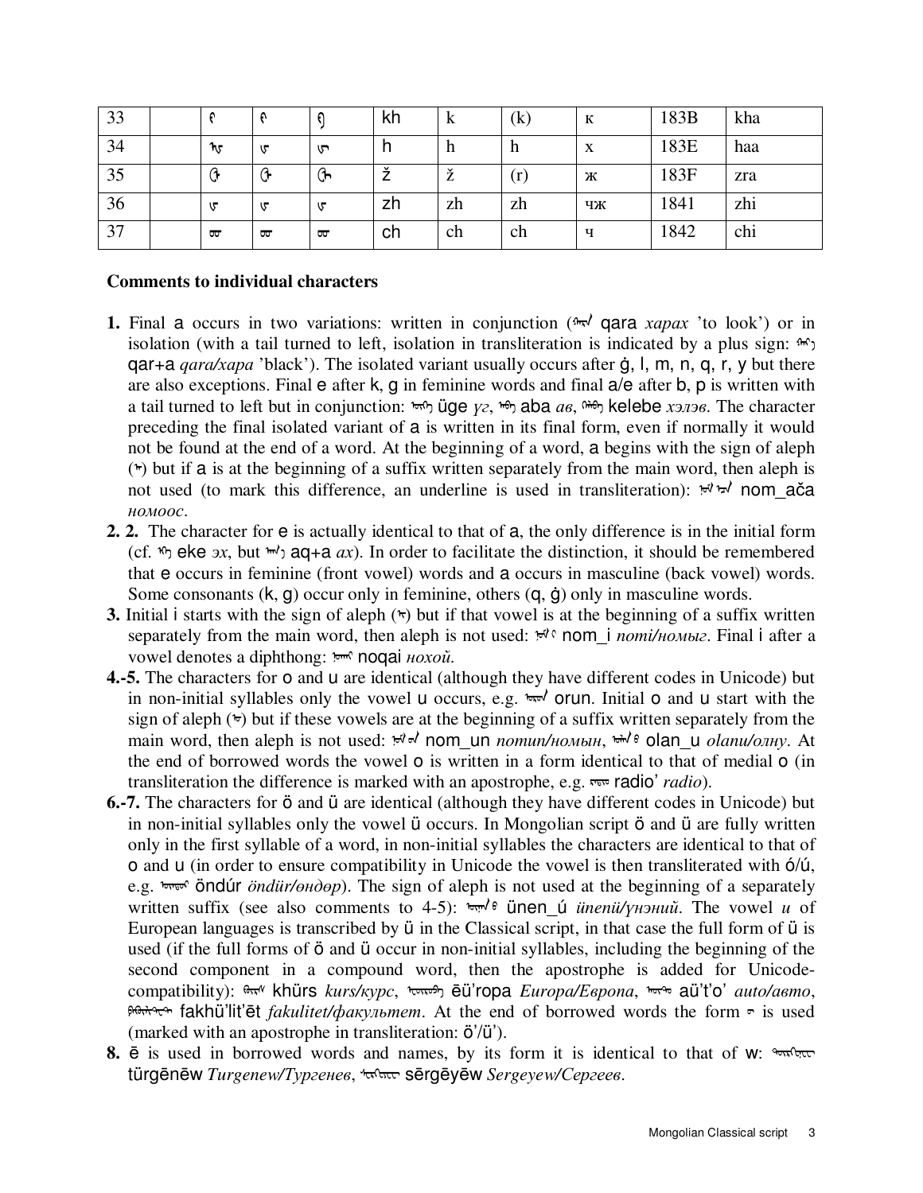| 33 | | ᠺ | ᠺ | ᠺ | kh | k | (k) | к | 183B | kha |
|---|---|---|---|---|---|---|---|---|---|---|
| 34 | | ᠾ | ᠾ | ᠾ | h | h | h | х | 183E | haa |
| 35 | | ᠿ | ᠿ | ᠿ | ž | ž | (r) | ж | 183F | zra |
| 36 | | ᡁ | ᡁ | ᡁ | zh | zh | zh | чж | 1841 | zhi |
| 37 | | ᡂ | ᡂ | ᡂ | ch | ch | ch | ч | 1842 | chi |

**Comments to individual characters**

**1.** Final a occurs in two variations: written in conjunction (ᠬᠠᠷᠠ qara *xapax* 'to look') or in isolation (with a tail turned to left, isolation in transliteration is indicated by a plus sign: ᠬᠠᠷ᠎ᠠ qar+a *qara/xapa* 'black'). The isolated variant usually occurs after ġ, l, m, n, q, r, y but there are also exceptions. Final e after k, g in feminine words and final a/e after b, p is written with a tail turned to left but in conjunction: ᠦᠭᠡ üge *үг*, ᠠᠪᠠ aba *ав*, ᠬᠡᠯᠡᠪᠡ kelebe *хэлэв*. The character preceding the final isolated variant of a is written in its final form, even if normally it would not be found at the end of a word. At the beginning of a word, a begins with the sign of aleph (ᠠ) but if a is at the beginning of a suffix written separately from the main word, then aleph is not used (to mark this difference, an underline is used in transliteration): ᠨᠣᠮ ᠠᠴᠠ nom_ača *номоос*.

**2. 2.** The character for e is actually identical to that of a, the only difference is in the initial form (cf. ᠡᠭᠡ eke *эх*, but ᠠᠬ᠎ᠠ aq+a *ax*). In order to facilitate the distinction, it should be remembered that e occurs in feminine (front vowel) words and a occurs in masculine (back vowel) words. Some consonants (k, g) occur only in feminine, others (q, ġ) only in masculine words.

**3.** Initial i starts with the sign of aleph (ᠠ) but if that vowel is at the beginning of a suffix written separately from the main word, then aleph is not used: ᠨᠣᠮ ᠢ nom_i *nomi/номыг*. Final i after a vowel denotes a diphthong: ᠨᠣᠬᠠᠢ noqai *нохой*.

**4.-5.** The characters for o and u are identical (although they have different codes in Unicode) but in non-initial syllables only the vowel u occurs, e.g. ᠣᠷᠤᠨ orun. Initial o and u start with the sign of aleph (ᠠ) but if these vowels are at the beginning of a suffix written separately from the main word, then aleph is not used: ᠨᠣᠮ ᠤᠨ nom_un *nomun/номын*, ᠣᠯᠠᠨ ᠤ olan_u *olanu/олну*. At the end of borrowed words the vowel o is written in a form identical to that of medial o (in transliteration the difference is marked with an apostrophe, e.g. ᠷᠠᠳᠢᠣ radio' *radio*).

**6.-7.** The characters for ö and ü are identical (although they have different codes in Unicode) but in non-initial syllables only the vowel ü occurs. In Mongolian script ö and ü are fully written only in the first syllable of a word, in non-initial syllables the characters are identical to that of o and u (in order to ensure compatibility in Unicode the vowel is then transliterated with ó/ú, e.g. ᠥᠨᠳᠦᠷ öndúr *öndür/өндөр*). The sign of aleph is not used at the beginning of a separately written suffix (see also comments to 4-5): ᠦᠨᠡᠨ ᠦ ünen_ú *ünenü/үнэний*. The vowel *u* of European languages is transcribed by ü in the Classical script, in that case the full form of ü is used (if the full forms of ö and ü occur in non-initial syllables, including the beginning of the second component in a compound word, then the apostrophe is added for Unicode-compatibility): ᠺᠦᠷᠰ khürs *kurs/курс*, ᠧᠦᠷᠣᠫᠠ ēü'ropa *Europa/Европа*, ᠠᠦᠲᠣ aü't'o' *auto/авто*, ᠹᠠᠺᠦᠯᠢᠲᠧᠲ fakhü'lit'ēt *fakulitet/факультет*. At the end of borrowed words the form ᠥ is used (marked with an apostrophe in transliteration: ö'/ü').

**8.** ē is used in borrowed words and names, by its form it is identical to that of w: ᠲᠦᠷᠭᠧᠨᠧᠸ türgēnēw *Turgenew/Тургенев*, ᠰᠧᠷᠭᠧᠶᠧᠸ sērgēyēw *Sergeyew/Сергеев*.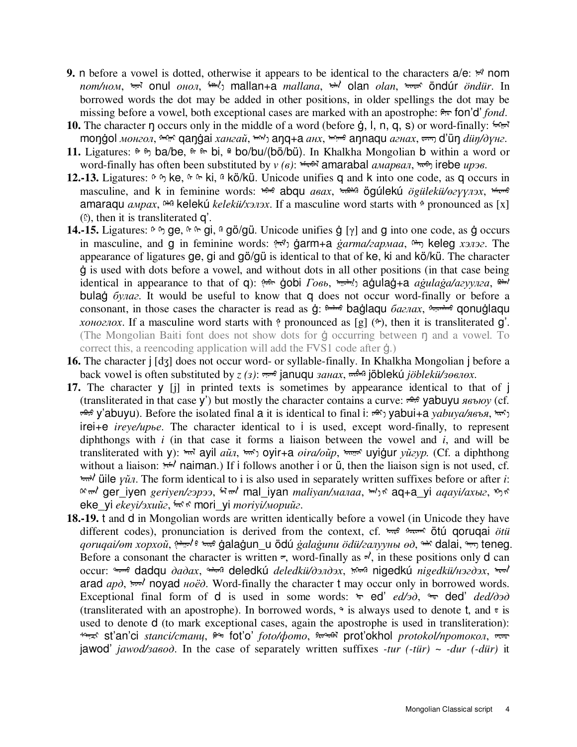**9.** n before a vowel is dotted, otherwise it appears to be identical to the characters a/e: ᠨᠣᠮ nom *nom/ном*, ᠣᠨᠤᠯ onul *онол*, ᠮᠠᠯᠯᠠᠨ᠎ᠠ mallan+a *mallana*, ᠣᠯᠠᠨ olan *olan*, ᠥᠨᠳᠦᠷ öndúr *öndür*. In borrowed words the dot may be added in other positions, in older spellings the dot may be missing before a vowel, both exceptional cases are marked with an apostrophe: ᠹᠣᠨᠳ fon'd' *fond*.

**10.** The character ŋ occurs only in the middle of a word (before ġ, l, n, q, s) or word-finally: ᠮᠣᠩᠭᠣᠯ moŋġol *монгол*, ᠬᠠᠩᠭᠠᠢ qaŋġai *хангай*, ᠠᠩᠬ᠎ᠠ aŋq+a *анх*, ᠠᠩᠨᠠᠬᠤ aŋnaqu *агнах*, ᠳᠦᠩ d'üŋ *düŋ/дүнг*.

**11.** Ligatures: ᠪᠠ ᠪᠡ ba/be, ᠪᠢ bi, ᠪᠣ bo/bu/(bö/bü). In Khalkha Mongolian b within a word or word-finally has often been substituted by *v (в)*: ᠠᠮᠠᠷᠠᠪᠠᠯ amarabal *амарвал*, ᠢᠷᠡᠪᠡ irebe *ирэв*.

**12.-13.** Ligatures: ᠺᠡ ke, ᠺᠢ ki, ᠺᠥ kö/kü. Unicode unifies q and k into one code, as q occurs in masculine, and k in feminine words: ᠠᠪᠬᠤ abqu *авах*, ᠥᠭᠦᠯᠡᠬᠦ ögúlekú *ögülekü/өгүүлэх*, ᠠᠮᠠᠷᠠᠬᠤ amaraqu *амрах*, ᠺᠡᠯᠡᠬᠦ kelekú *kelekü/хэлэх*. If a masculine word starts with ᠬ pronounced as [x] (ᠾ), then it is transliterated q'.

**14.-15.** Ligatures: ᠭᠡ ge, ᠭᠢ gi, ᠭᠥ gö/gü. Unicode unifies ġ [γ] and g into one code, as ġ occurs in masculine, and g in feminine words: ᠭᠠᠷᠮ᠎ᠠ ġarm+a *ġarma/гармаа*, ᠺᠡᠯᠡᠭ keleg *хэлэг*. The appearance of ligatures ge, gi and gö/gü is identical to that of ke, ki and kö/kü. The character ġ is used with dots before a vowel, and without dots in all other positions (in that case being identical in appearance to that of q): ᠭᠣᠪᠢ ġobi *Говь*, ᠠᠭᠤᠯᠠᠭ᠎ᠠ aġulaġ+a *aġulaġa/агуулга*, ᠪᠤᠯᠠᠭ bulaġ *булаг*. It would be useful to know that q does not occur word-finally or before a consonant, in those cases the character is read as ġ: ᠪᠠᠭᠯᠠᠬᠤ baġlaqu *баглах*, ᠬᠣᠨᠤᠭᠯᠠᠬᠤ qonuġlaqu *хоноглох*. If a masculine word starts with ᠭ pronounced as [g] (ᠭ᠋), then it is transliterated g'. (The Mongolian Baiti font does not show dots for ġ occurring between ŋ and a vowel. To correct this, a reencoding application will add the FVS1 code after ġ.)

**16.** The character j [dʒ] does not occur word- or syllable-finally. In Khalkha Mongolian j before a back vowel is often substituted by *z (з)*: ᠵᠠᠨᠤᠬᠤ januqu *занах*, ᠵᠥᠪᠯᠡᠬᠦ jöblekú *jöblekü/зөвлөх*.

**17.** The character y [j] in printed texts is sometimes by appearance identical to that of j (transliterated in that case y') but mostly the character contains a curve: ᠶᠠᠪᠤᠶᠤ yabuyu *явъюу* (cf. ᠶᠠᠪᠤᠶᠤ y'abuyu). Before the isolated final a it is identical to final i: ᠶᠠᠪᠤᠢ᠎ᠠ yabui+a *yabuya/явья*, ᠢᠷᠡᠢ᠎ᠡ irei+e *ireye/ирье*. The character identical to i is used, except word-finally, to represent diphthongs with *i* (in that case it forms a liaison between the vowel and *i*, and will be transliterated with y): ᠠᠶᠢᠯ ayil *айл*, ᠣᠶᠢᠷ᠎ᠠ oyir+a *oira/ойр*, ᠤᠶᠢᠭᠤᠷ uyiġur *уйгур*. (Cf. a diphthong without a liaison: ᠨᠠᠢᠮᠠᠨ naiman.) If i follows another i or ü, then the liaison sign is not used, cf. ᠦᠢᠯᠡ üile *үйл*. The form identical to i is also used in separately written suffixes before or after *i*: ᠭᠡᠷ ᠢᠶᠡᠨ ger_iyen *geriyen/гэрээ*, ᠮᠠᠯ ᠢᠶᠠᠨ mal_iyan *maliyan/малаа*, ᠠᠬ᠎ᠠ ᠢ aq+a_yi *aqayi/ахыг*, ᠡᠭᠡ ᠢ eke_yi *ekeyi/эхийг*, ᠮᠣᠷᠢ ᠢ mori_yi *moriyi/морийг*.

**18.-19.** t and d in Mongolian words are written identically before a vowel (in Unicode they have different codes), pronunciation is derived from the context, cf. ᠥᠲᠦ ᠬᠣᠷᠤᠬᠠᠢ ötú qoruqai *ötü qoruqai/өт хорхой*, ᠭᠠᠯᠠᠭᠤᠨ ᠤ ᠥᠳᠦ ġalaġun_u ödú *ġalaġunu ödü/галууны өд*, ᠳᠠᠯᠠᠢ dalai, ᠲᠡᠨᠡᠭ teneg. Before a consonant the character is written ᠳ, word-finally as ᠳ, in these positions only d can occur: ᠳᠠᠳᠬᠤ dadqu *дадах*, ᠳᠡᠯᠡᠳᠬᠦ deledkú *deledkü/дэлдэх*, ᠨᠢᠭᠡᠳᠬᠦ nigedkú *nigedkü/нэгдэх*, ᠠᠷᠠᠳ arad *ард*, ᠨᠣᠶᠠᠳ noyad *ноёд*. Word-finally the character t may occur only in borrowed words. Exceptional final form of d is used in some words: ᠡᠳ ed' *ed/эд*, ᠳᠡᠳ ded' *ded/дэд* (transliterated with an apostrophe). In borrowed words, ᠲ is always used to denote t, and ᠳ is used to denote d (to mark exceptional cases, again the apostrophe is used in transliteration): ᠰᠲ᠋ᠠᠨᠼᠢ st'an'ci *stanci/станц*, ᠹᠣᠲ᠋ᠣ fot'o' *foto/фото*, ᠫᠷᠣᠲ᠋ᠣᠬᠣᠯ prot'okhol *protokol/протокол*, ᠵᠠᠸᠣᠳ jawod' *jawod/завод*. In the case of separately written suffixes *-tur (-tür) ~ -dur (-dür)* it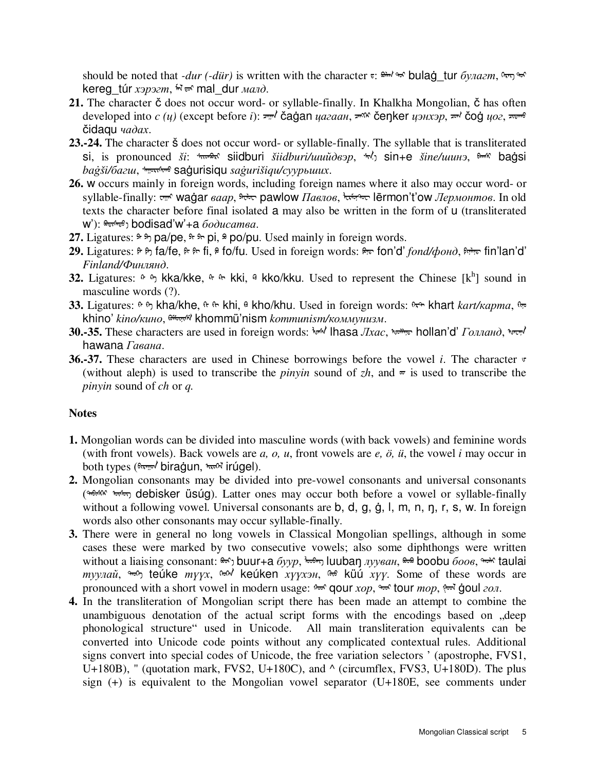should be noted that *-dur (-dür)* is written with the character ᠳ: ᠪᠤᠯᠠᠭᠳᠤᠷ bulaġ_tur *булагт*, ᠺᠡᠷᠡᠭᠳᠦᠷ kereg_túr *хэрэгт*, ᠮᠠᠯᠳᠤᠷ mal_dur *малд*.

**21.** The character č does not occur word- or syllable-finally. In Khalkha Mongolian, č has often developed into *c (ц)* (except before *i*): ᠴᠠᠭᠠᠨ čaġan *цагаан*, ᠴᠡᠩᠬᠡᠷ čeŋker *цэнхэр*, ᠴᠣᠭ čoġ *цог*, ᠴᠢᠳᠠᠬᠤ čidaqu *чадах*.

**23.-24.** The character š does not occur word- or syllable-finally. The syllable that is transliterated si, is pronounced *ši*: ᠰᠢᠳᠪᠦᠷᠢ siidburi *šiidburi/шийдвэр*, ᠰᠢᠨᠡ sin+e *šine/шинэ*, ᠪᠠᠭᠰᠢ baġsi *baġši/багш*, ᠰᠠᠭᠤᠷᠢᠰᠢᠬᠤ saġurisiqu *saġurišiqu/суурьших*.

**26.** w occurs mainly in foreign words, including foreign names where it also may occur word- or syllable-finally: ᠸᠠᠭᠠᠷ waġar *ваар*, ᠫᠠᠸᠯᠣᠸ pawlow *Павлов*, ᠯᠧᠷᠮᠣᠨᠲ᠋ᠣᠸ lērmon'ťow *Лермонтов*. In old texts the character before final isolated a may also be written in the form of u (transliterated w'): ᠪᠣᠳᠢᠰᠠᠳᠸᠠ bodisad'w'+a *бодисатва*.

**27.** Ligatures: pa/pe, pi, po/pu. Used mainly in foreign words.

**29.** Ligatures: fa/fe, fi, fo/fu. Used in foreign words: fon'd' *fond/фонд*, fin'lan'd' *Finland/Финлянд*.

**32.** Ligatures: kka/kke, kki, kko/kku. Used to represent the Chinese [kʰ] sound in masculine words (?).

**33.** Ligatures: kha/khe, khi, kho/khu. Used in foreign words: khart *kart/карта*, khino' *kino/кино*, khommü'nism *kommunism/коммунизм*.

**30.-35.** These characters are used in foreign words: lhasa *Лхас*, hollan'd' *Голланд*, hawana *Гавана*.

**36.-37.** These characters are used in Chinese borrowings before the vowel *i*. The character ᡁ (without aleph) is used to transcribe the *pinyin* sound of *zh*, and ᡂ is used to transcribe the *pinyin* sound of *ch* or *q*.

**Notes**

**1.** Mongolian words can be divided into masculine words (with back vowels) and feminine words (with front vowels). Back vowels are *a, o, u*, front vowels are *e, ö, ü*, the vowel *i* may occur in both types (ᠪᠢᠷᠠᠭᠤᠨ biraġun, ᠢᠷᠦᠭᠡᠯ irúgel).

**2.** Mongolian consonants may be divided into pre-vowel consonants and universal consonants (ᠳᠡᠪᠢᠰᠬᠡᠷ ᠦᠰᠦᠭ debisker üsúg). Latter ones may occur both before a vowel or syllable-finally without a following vowel. Universal consonants are b, d, g, ġ, l, m, n, ŋ, r, s, w. In foreign words also other consonants may occur syllable-finally.

**3.** There were in general no long vowels in Classical Mongolian spellings, although in some cases these were marked by two consecutive vowels; also some diphthongs were written without a liaising consonant: ᠪᠤᠤᠷᠠ buur+a *буур*, ᠯᠤᠤᠪᠠᠩ luubaŋ *лууван*, ᠪᠣᠣᠪᠤ boobu *боов*, ᠲᠠᠤᠯᠠᠢ taulai *туулай*, ᠲᠡᠦᠬᠡ teúke *түүх*, ᠬᠡᠦᠬᠡᠨ keúken *хүүхэн*, ᠬᠦᠦ küú *хүү*. Some of these words are pronounced with a short vowel in modern usage: ᠬᠣᠣᠷ qour *хор*, ᠲᠣᠣᠷ tour *тор*, ᠭᠣᠣᠯ ġoul *гол*.

**4.** In the transliteration of Mongolian script there has been made an attempt to combine the unambiguous denotation of the actual script forms with the encodings based on „deep phonological structure“ used in Unicode. All main transliteration equivalents can be converted into Unicode code points without any complicated contextual rules. Additional signs convert into special codes of Unicode, the free variation selectors ' (apostrophe, FVS1, U+180B), " (quotation mark, FVS2, U+180C), and ^ (circumflex, FVS3, U+180D). The plus sign (+) is equivalent to the Mongolian vowel separator (U+180E, see comments under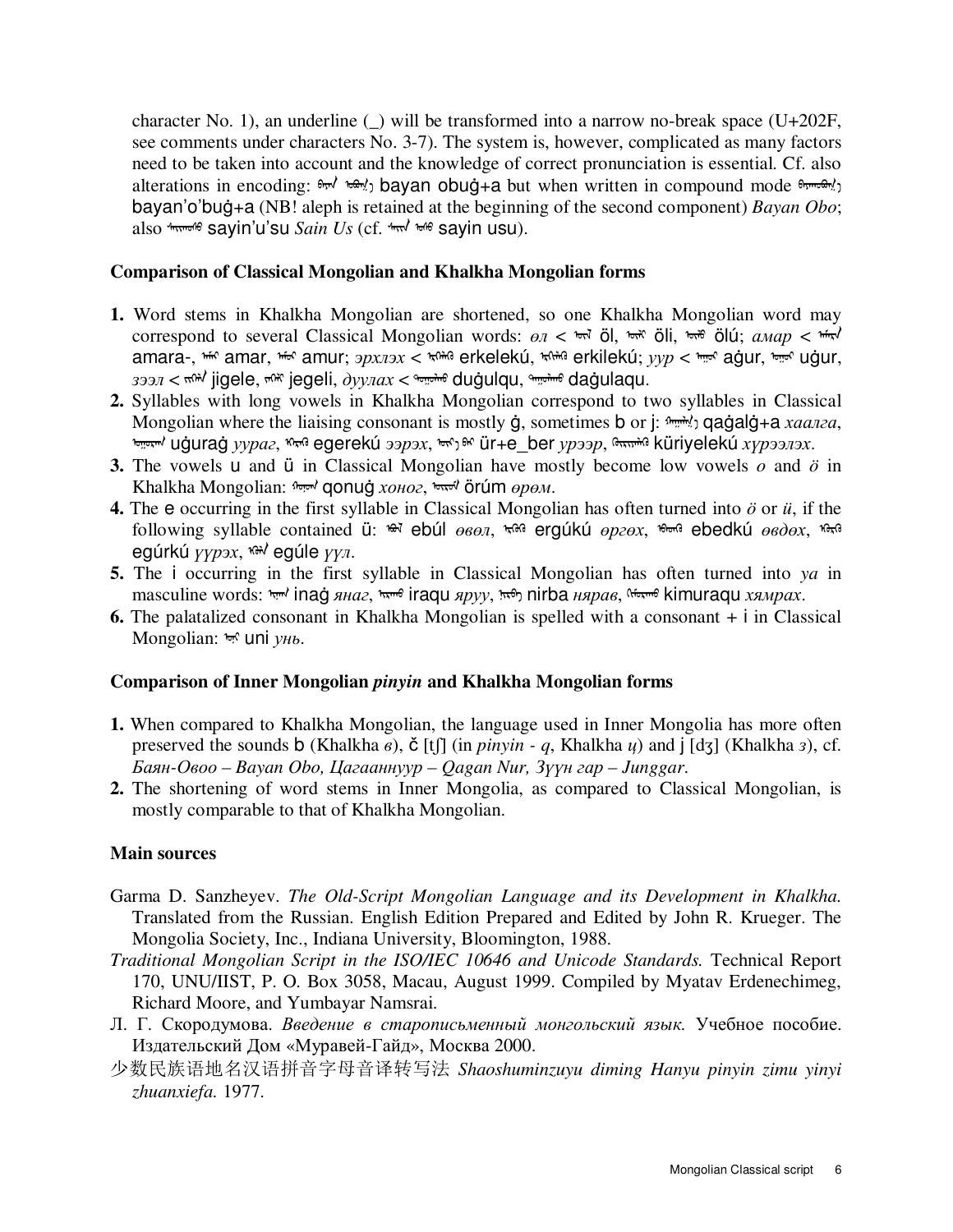character No. 1), an underline (_) will be transformed into a narrow no-break space (U+202F, see comments under characters No. 3-7). The system is, however, complicated as many factors need to be taken into account and the knowledge of correct pronunciation is essential. Cf. also alterations in encoding: bayan obuġ+a but when written in compound mode bayan'o'buġ+a (NB! aleph is retained at the beginning of the second component) *Bayan Obo*; also sayin'u'su *Sain Us* (cf. sayin usu).

**Comparison of Classical Mongolian and Khalkha Mongolian forms**

**1.** Word stems in Khalkha Mongolian are shortened, so one Khalkha Mongolian word may correspond to several Classical Mongolian words: *өл* < öl, öli, ölú; *амар* < amara-, amar, amur; *эрхлэх* < erkelekú, erkilekú; *уур* < aġur, uġur, *зээл* < jigele, jegeli, *дуулах* < duġulqu, daġulaqu.

**2.** Syllables with long vowels in Khalkha Mongolian correspond to two syllables in Classical Mongolian where the liaising consonant is mostly ġ, sometimes b or j: qaġalġ+a *хаалга*, uġuraġ *ууpaг*, egerekú *ээрэх*, ür+e_ber *урээр*, küriyelekú *хүрээлэх*.

**3.** The vowels u and ü in Classical Mongolian have mostly become low vowels *o* and *ö* in Khalkha Mongolian: qonuġ *хоног*, örúm *өрөм*.

**4.** The e occurring in the first syllable in Classical Mongolian has often turned into *ö* or *ü*, if the following syllable contained ü: ebúl *өвөл*, ergúkú *өргөх*, ebedkú *өвдөх*, egúrkú *үүрэх*, egúle *үүл*.

**5.** The i occurring in the first syllable in Classical Mongolian has often turned into *ya* in masculine words: inaġ *янаг*, iraqu *яруу*, nirba *нярав*, kimuraqu *хямрах*.

**6.** The palatalized consonant in Khalkha Mongolian is spelled with a consonant + i in Classical Mongolian: uni *унь*.

**Comparison of Inner Mongolian *pinyin* and Khalkha Mongolian forms**

**1.** When compared to Khalkha Mongolian, the language used in Inner Mongolia has more often preserved the sounds b (Khalkha *в*), č [tʃ] (in *pinyin - q*, Khalkha *ц*) and j [dʒ] (Khalkha *з*), cf. *Баян-Овоо – Bayan Obo, Цагааннуур – Qagan Nur, Зүүн гар – Junggar*.

**2.** The shortening of word stems in Inner Mongolia, as compared to Classical Mongolian, is mostly comparable to that of Khalkha Mongolian.

**Main sources**

Garma D. Sanzheyev. *The Old-Script Mongolian Language and its Development in Khalkha.* Translated from the Russian. English Edition Prepared and Edited by John R. Krueger. The Mongolia Society, Inc., Indiana University, Bloomington, 1988.

*Traditional Mongolian Script in the ISO/IEC 10646 and Unicode Standards.* Technical Report 170, UNU/IIST, P. O. Box 3058, Macau, August 1999. Compiled by Myatav Erdenechimeg, Richard Moore, and Yumbayar Namsrai.

Л. Г. Скородумова. *Введение в старописьменный монгольский язык.* Учебное пособие. Издательский Дом «Муравей-Гайд», Москва 2000.

少数民族语地名汉语拼音字母音译转写法 *Shaoshuminzuyu diming Hanyu pinyin zimu yinyi zhuanxiefa.* 1977.